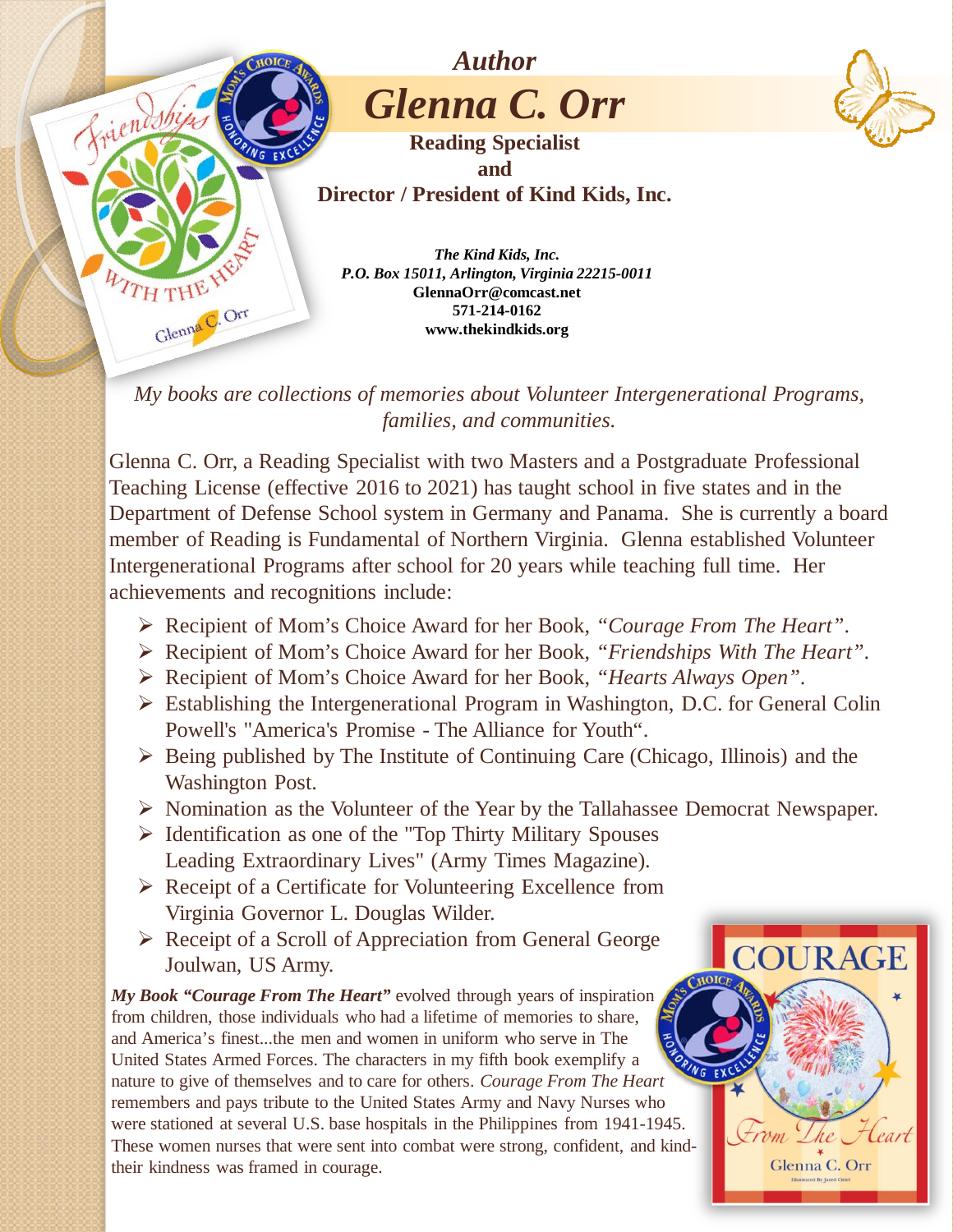*Author*

# *Glenna C. Orr*

**Reading Specialist**
**and**
**Director / President of Kind Kids, Inc.**

***The Kind Kids, Inc.***
***P.O. Box 15011, Arlington, Virginia 22215-0011***
**GlennaOrr@comcast.net**
**571-214-0162**
**www.thekindkids.org**

*My books are collections of memories about Volunteer Intergenerational Programs, families, and communities.*

Glenna C. Orr, a Reading Specialist with two Masters and a Postgraduate Professional Teaching License (effective 2016 to 2021) has taught school in five states and in the Department of Defense School system in Germany and Panama. She is currently a board member of Reading is Fundamental of Northern Virginia. Glenna established Volunteer Intergenerational Programs after school for 20 years while teaching full time. Her achievements and recognitions include:

- Recipient of Mom's Choice Award for her Book, *"Courage From The Heart"*.
- Recipient of Mom's Choice Award for her Book, *"Friendships With The Heart"*.
- Recipient of Mom's Choice Award for her Book, *"Hearts Always Open"*.
- Establishing the Intergenerational Program in Washington, D.C. for General Colin Powell's "America's Promise - The Alliance for Youth".
- Being published by The Institute of Continuing Care (Chicago, Illinois) and the Washington Post.
- Nomination as the Volunteer of the Year by the Tallahassee Democrat Newspaper.
- Identification as one of the "Top Thirty Military Spouses Leading Extraordinary Lives" (Army Times Magazine).
- Receipt of a Certificate for Volunteering Excellence from Virginia Governor L. Douglas Wilder.
- Receipt of a Scroll of Appreciation from General George Joulwan, US Army.

***My Book "Courage From The Heart"*** evolved through years of inspiration from children, those individuals who had a lifetime of memories to share, and America's finest...the men and women in uniform who serve in The United States Armed Forces. The characters in my fifth book exemplify a nature to give of themselves and to care for others. *Courage From The Heart* remembers and pays tribute to the United States Army and Navy Nurses who were stationed at several U.S. base hospitals in the Philippines from 1941-1945. These women nurses that were sent into combat were strong, confident, and kind-their kindness was framed in courage.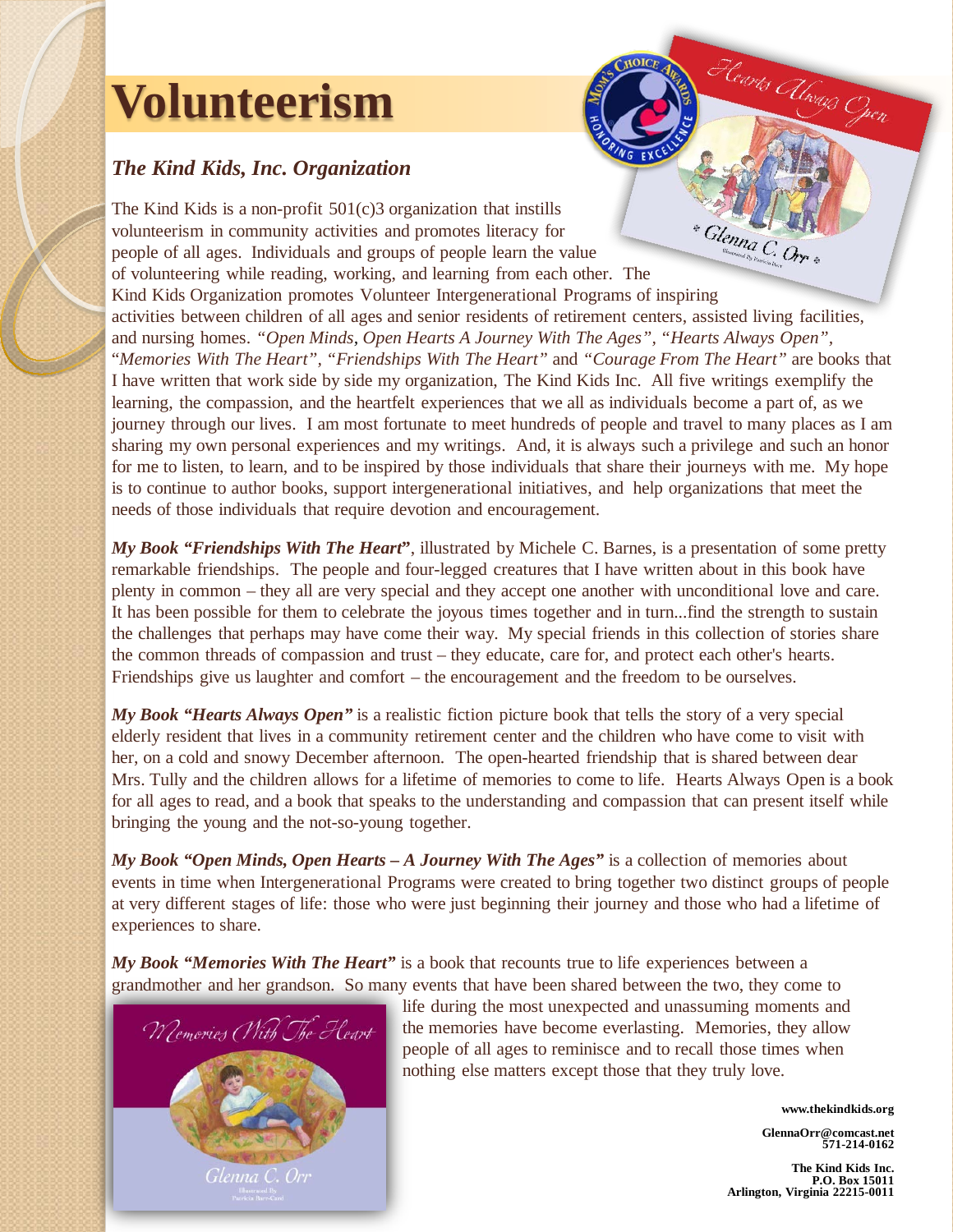# Volunteerism

### *The Kind Kids, Inc. Organization*

The Kind Kids is a non-profit 501(c)3 organization that instills volunteerism in community activities and promotes literacy for people of all ages. Individuals and groups of people learn the value of volunteering while reading, working, and learning from each other. The Kind Kids Organization promotes Volunteer Intergenerational Programs of inspiring activities between children of all ages and senior residents of retirement centers, assisted living facilities, and nursing homes. *"Open Minds, Open Hearts A Journey With The Ages"*, *"Hearts Always Open"*, *"Memories With The Heart"*, *"Friendships With The Heart"* and *"Courage From The Heart"* are books that I have written that work side by side my organization, The Kind Kids Inc. All five writings exemplify the learning, the compassion, and the heartfelt experiences that we all as individuals become a part of, as we journey through our lives. I am most fortunate to meet hundreds of people and travel to many places as I am sharing my own personal experiences and my writings. And, it is always such a privilege and such an honor for me to listen, to learn, and to be inspired by those individuals that share their journeys with me. My hope is to continue to author books, support intergenerational initiatives, and help organizations that meet the needs of those individuals that require devotion and encouragement.

***My Book "Friendships With The Heart"***, illustrated by Michele C. Barnes, is a presentation of some pretty remarkable friendships. The people and four-legged creatures that I have written about in this book have plenty in common – they all are very special and they accept one another with unconditional love and care. It has been possible for them to celebrate the joyous times together and in turn...find the strength to sustain the challenges that perhaps may have come their way. My special friends in this collection of stories share the common threads of compassion and trust – they educate, care for, and protect each other's hearts. Friendships give us laughter and comfort – the encouragement and the freedom to be ourselves.

***My Book "Hearts Always Open"*** is a realistic fiction picture book that tells the story of a very special elderly resident that lives in a community retirement center and the children who have come to visit with her, on a cold and snowy December afternoon. The open-hearted friendship that is shared between dear Mrs. Tully and the children allows for a lifetime of memories to come to life. Hearts Always Open is a book for all ages to read, and a book that speaks to the understanding and compassion that can present itself while bringing the young and the not-so-young together.

***My Book "Open Minds, Open Hearts – A Journey With The Ages"*** is a collection of memories about events in time when Intergenerational Programs were created to bring together two distinct groups of people at very different stages of life: those who were just beginning their journey and those who had a lifetime of experiences to share.

***My Book "Memories With The Heart"*** is a book that recounts true to life experiences between a grandmother and her grandson. So many events that have been shared between the two, they come to life during the most unexpected and unassuming moments and the memories have become everlasting. Memories, they allow people of all ages to reminisce and to recall those times when nothing else matters except those that they truly love.

**www.thekindkids.org**

**GlennaOrr@comcast.net**
**571-214-0162**

**The Kind Kids Inc.**
**P.O. Box 15011**
**Arlington, Virginia 22215-0011**